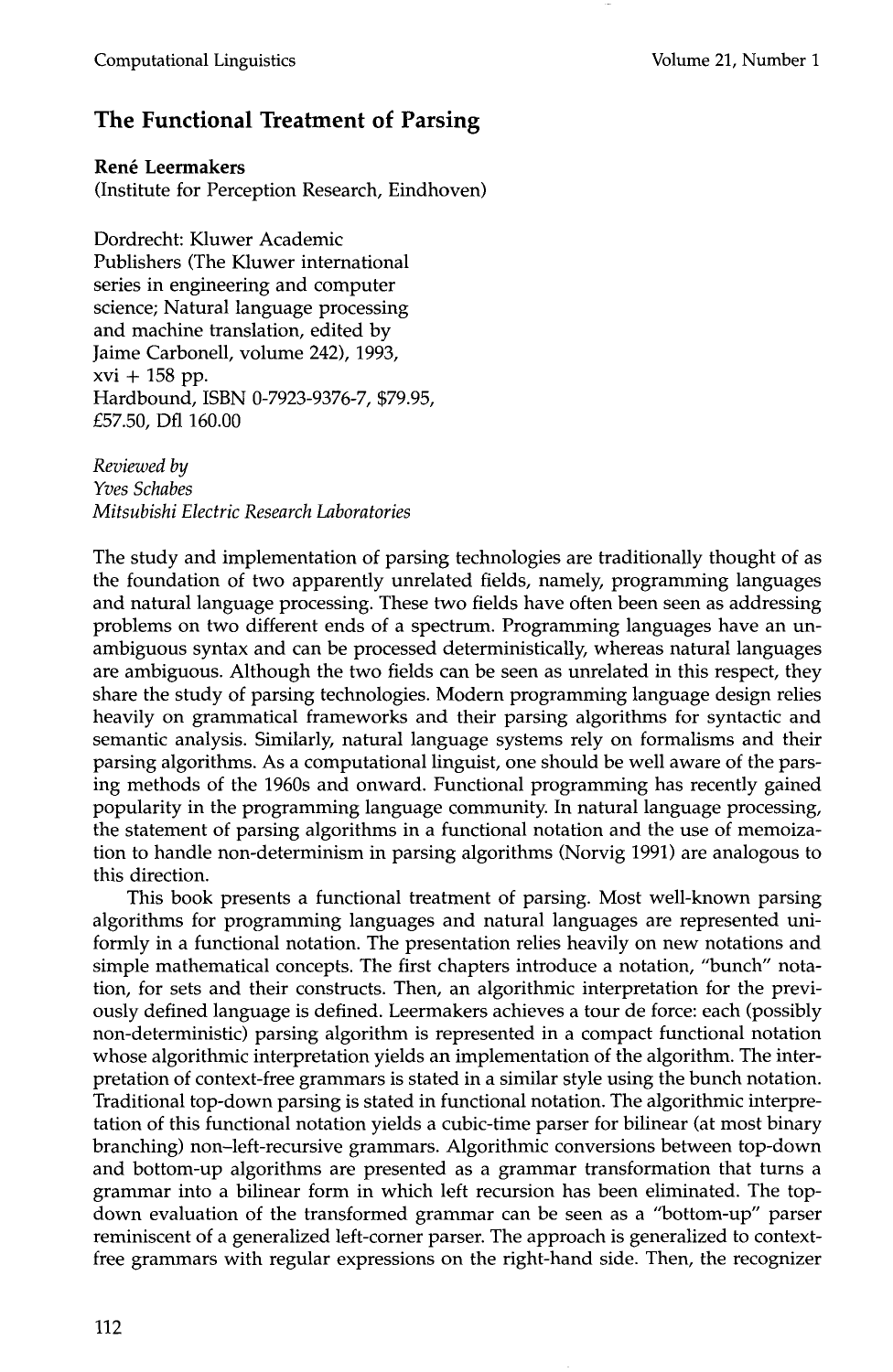## The Functional Treatment of Parsing

**René Leermakers**
(Institute for Perception Research, Eindhoven)

Dordrecht: Kluwer Academic Publishers (The Kluwer international series in engineering and computer science; Natural language processing and machine translation, edited by Jaime Carbonell, volume 242), 1993, xvi + 158 pp.
Hardbound, ISBN 0-7923-9376-7, $79.95, £57.50, Dfl 160.00

*Reviewed by*
*Yves Schabes*
*Mitsubishi Electric Research Laboratories*

The study and implementation of parsing technologies are traditionally thought of as the foundation of two apparently unrelated fields, namely, programming languages and natural language processing. These two fields have often been seen as addressing problems on two different ends of a spectrum. Programming languages have an unambiguous syntax and can be processed deterministically, whereas natural languages are ambiguous. Although the two fields can be seen as unrelated in this respect, they share the study of parsing technologies. Modern programming language design relies heavily on grammatical frameworks and their parsing algorithms for syntactic and semantic analysis. Similarly, natural language systems rely on formalisms and their parsing algorithms. As a computational linguist, one should be well aware of the parsing methods of the 1960s and onward. Functional programming has recently gained popularity in the programming language community. In natural language processing, the statement of parsing algorithms in a functional notation and the use of memoization to handle non-determinism in parsing algorithms (Norvig 1991) are analogous to this direction.

This book presents a functional treatment of parsing. Most well-known parsing algorithms for programming languages and natural languages are represented uniformly in a functional notation. The presentation relies heavily on new notations and simple mathematical concepts. The first chapters introduce a notation, "bunch" notation, for sets and their constructs. Then, an algorithmic interpretation for the previously defined language is defined. Leermakers achieves a tour de force: each (possibly non-deterministic) parsing algorithm is represented in a compact functional notation whose algorithmic interpretation yields an implementation of the algorithm. The interpretation of context-free grammars is stated in a similar style using the bunch notation. Traditional top-down parsing is stated in functional notation. The algorithmic interpretation of this functional notation yields a cubic-time parser for bilinear (at most binary branching) non–left-recursive grammars. Algorithmic conversions between top-down and bottom-up algorithms are presented as a grammar transformation that turns a grammar into a bilinear form in which left recursion has been eliminated. The top-down evaluation of the transformed grammar can be seen as a "bottom-up" parser reminiscent of a generalized left-corner parser. The approach is generalized to context-free grammars with regular expressions on the right-hand side. Then, the recognizer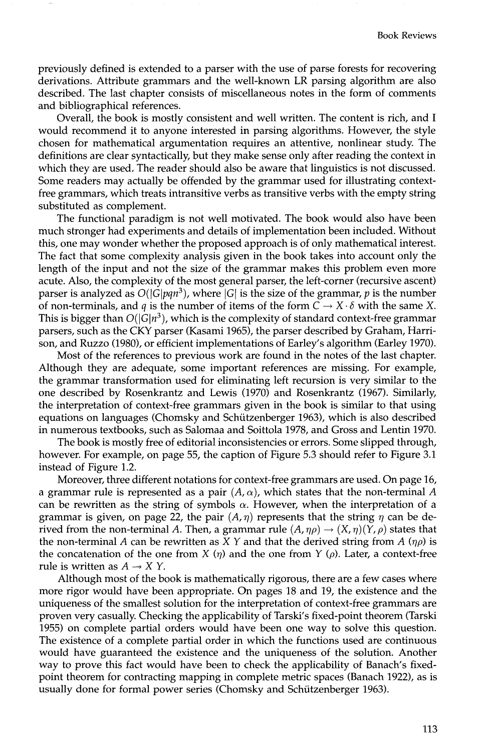previously defined is extended to a parser with the use of parse forests for recovering derivations. Attribute grammars and the well-known LR parsing algorithm are also described. The last chapter consists of miscellaneous notes in the form of comments and bibliographical references.

Overall, the book is mostly consistent and well written. The content is rich, and I would recommend it to anyone interested in parsing algorithms. However, the style chosen for mathematical argumentation requires an attentive, nonlinear study. The definitions are clear syntactically, but they make sense only after reading the context in which they are used. The reader should also be aware that linguistics is not discussed. Some readers may actually be offended by the grammar used for illustrating context-free grammars, which treats intransitive verbs as transitive verbs with the empty string substituted as complement.

The functional paradigm is not well motivated. The book would also have been much stronger had experiments and details of implementation been included. Without this, one may wonder whether the proposed approach is of only mathematical interest. The fact that some complexity analysis given in the book takes into account only the length of the input and not the size of the grammar makes this problem even more acute. Also, the complexity of the most general parser, the left-corner (recursive ascent) parser is analyzed as $O(|G|pqn^3)$, where $|G|$ is the size of the grammar, $p$ is the number of non-terminals, and $q$ is the number of items of the form $C \rightarrow X \cdot \delta$ with the same $X$. This is bigger than $O(|G|n^3)$, which is the complexity of standard context-free grammar parsers, such as the CKY parser (Kasami 1965), the parser described by Graham, Harrison, and Ruzzo (1980), or efficient implementations of Earley's algorithm (Earley 1970).

Most of the references to previous work are found in the notes of the last chapter. Although they are adequate, some important references are missing. For example, the grammar transformation used for eliminating left recursion is very similar to the one described by Rosenkrantz and Lewis (1970) and Rosenkrantz (1967). Similarly, the interpretation of context-free grammars given in the book is similar to that using equations on languages (Chomsky and Schützenberger 1963), which is also described in numerous textbooks, such as Salomaa and Soittola 1978, and Gross and Lentin 1970.

The book is mostly free of editorial inconsistencies or errors. Some slipped through, however. For example, on page 55, the caption of Figure 5.3 should refer to Figure 3.1 instead of Figure 1.2.

Moreover, three different notations for context-free grammars are used. On page 16, a grammar rule is represented as a pair $(A, \alpha)$, which states that the non-terminal $A$ can be rewritten as the string of symbols $\alpha$. However, when the interpretation of a grammar is given, on page 22, the pair $(A, \eta)$ represents that the string $\eta$ can be derived from the non-terminal $A$. Then, a grammar rule $(A, \eta\rho) \rightarrow (X, \eta)(Y, \rho)$ states that the non-terminal $A$ can be rewritten as $X\ Y$ and that the derived string from $A$ ($\eta\rho$) is the concatenation of the one from $X$ ($\eta$) and the one from $Y$ ($\rho$). Later, a context-free rule is written as $A \rightarrow X\ Y$.

Although most of the book is mathematically rigorous, there are a few cases where more rigor would have been appropriate. On pages 18 and 19, the existence and the uniqueness of the smallest solution for the interpretation of context-free grammars are proven very casually. Checking the applicability of Tarski's fixed-point theorem (Tarski 1955) on complete partial orders would have been one way to solve this question. The existence of a complete partial order in which the functions used are continuous would have guaranteed the existence and the uniqueness of the solution. Another way to prove this fact would have been to check the applicability of Banach's fixed-point theorem for contracting mapping in complete metric spaces (Banach 1922), as is usually done for formal power series (Chomsky and Schützenberger 1963).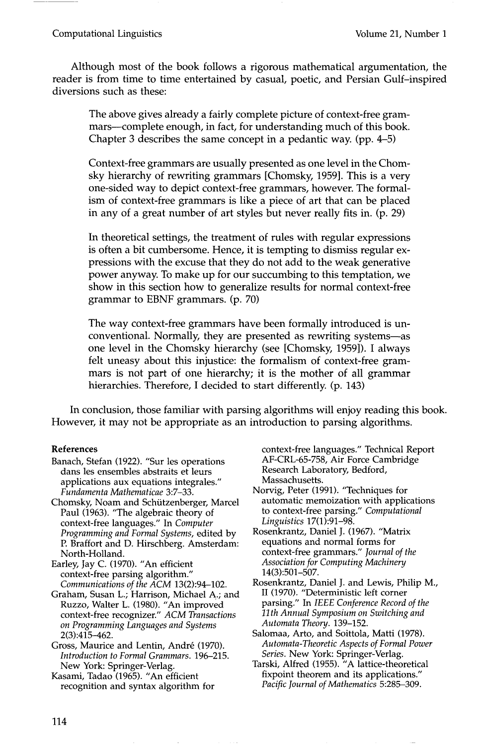Although most of the book follows a rigorous mathematical argumentation, the reader is from time to time entertained by casual, poetic, and Persian Gulf–inspired diversions such as these:

> The above gives already a fairly complete picture of context-free grammars—complete enough, in fact, for understanding much of this book. Chapter 3 describes the same concept in a pedantic way. (pp. 4–5)

> Context-free grammars are usually presented as one level in the Chomsky hierarchy of rewriting grammars [Chomsky, 1959]. This is a very one-sided way to depict context-free grammars, however. The formalism of context-free grammars is like a piece of art that can be placed in any of a great number of art styles but never really fits in. (p. 29)

> In theoretical settings, the treatment of rules with regular expressions is often a bit cumbersome. Hence, it is tempting to dismiss regular expressions with the excuse that they do not add to the weak generative power anyway. To make up for our succumbing to this temptation, we show in this section how to generalize results for normal context-free grammar to EBNF grammars. (p. 70)

> The way context-free grammars have been formally introduced is unconventional. Normally, they are presented as rewriting systems—as one level in the Chomsky hierarchy (see [Chomsky, 1959]). I always felt uneasy about this injustice: the formalism of context-free grammars is not part of one hierarchy; it is the mother of all grammar hierarchies. Therefore, I decided to start differently. (p. 143)

In conclusion, those familiar with parsing algorithms will enjoy reading this book. However, it may not be appropriate as an introduction to parsing algorithms.

**References**

Banach, Stefan (1922). "Sur les operations dans les ensembles abstraits et leurs applications aux equations integrales." *Fundamenta Mathematicae* 3:7–33.

Chomsky, Noam and Schützenberger, Marcel Paul (1963). "The algebraic theory of context-free languages." In *Computer Programming and Formal Systems*, edited by P. Braffort and D. Hirschberg. Amsterdam: North-Holland.

Earley, Jay C. (1970). "An efficient context-free parsing algorithm." *Communications of the ACM* 13(2):94–102.

Graham, Susan L.; Harrison, Michael A.; and Ruzzo, Walter L. (1980). "An improved context-free recognizer." *ACM Transactions on Programming Languages and Systems* 2(3):415–462.

Gross, Maurice and Lentin, André (1970). *Introduction to Formal Grammars*. 196–215. New York: Springer-Verlag.

Kasami, Tadao (1965). "An efficient recognition and syntax algorithm for context-free languages." Technical Report AF-CRL-65-758, Air Force Cambridge Research Laboratory, Bedford, Massachusetts.

Norvig, Peter (1991). "Techniques for automatic memoization with applications to context-free parsing." *Computational Linguistics* 17(1):91–98.

Rosenkrantz, Daniel J. (1967). "Matrix equations and normal forms for context-free grammars." *Journal of the Association for Computing Machinery* 14(3):501–507.

Rosenkrantz, Daniel J. and Lewis, Philip M., II (1970). "Deterministic left corner parsing." In *IEEE Conference Record of the 11th Annual Symposium on Switching and Automata Theory*. 139–152.

Salomaa, Arto, and Soittola, Matti (1978). *Automata-Theoretic Aspects of Formal Power Series*. New York: Springer-Verlag.

Tarski, Alfred (1955). "A lattice-theoretical fixpoint theorem and its applications." *Pacific Journal of Mathematics* 5:285–309.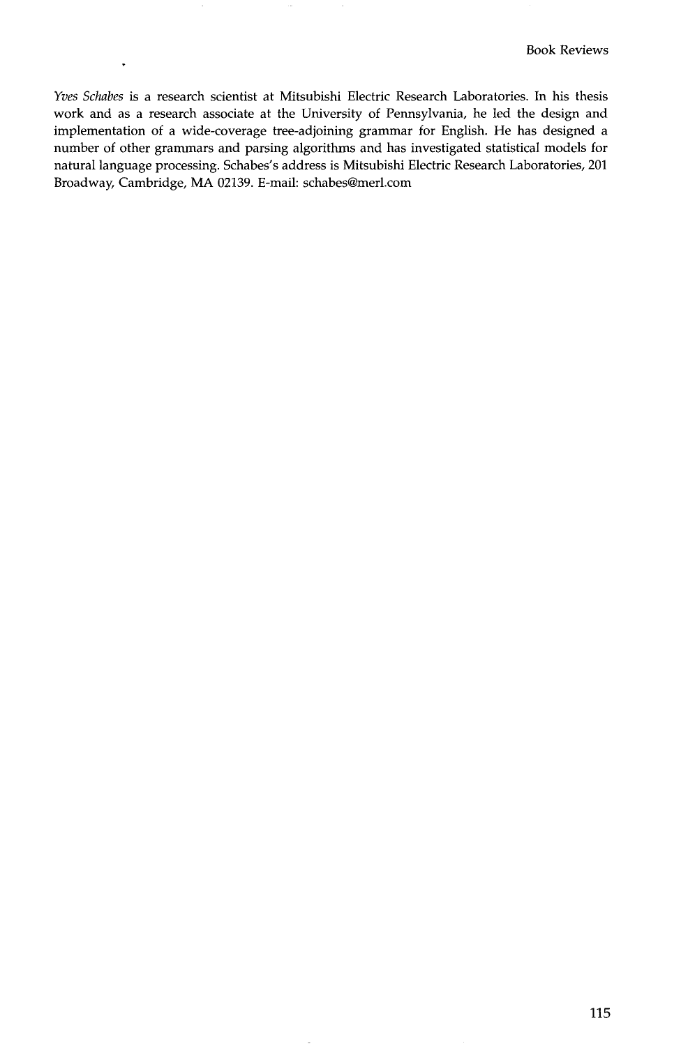*Yves Schabes* is a research scientist at Mitsubishi Electric Research Laboratories. In his thesis work and as a research associate at the University of Pennsylvania, he led the design and implementation of a wide-coverage tree-adjoining grammar for English. He has designed a number of other grammars and parsing algorithms and has investigated statistical models for natural language processing. Schabes's address is Mitsubishi Electric Research Laboratories, 201 Broadway, Cambridge, MA 02139. E-mail: schabes@merl.com